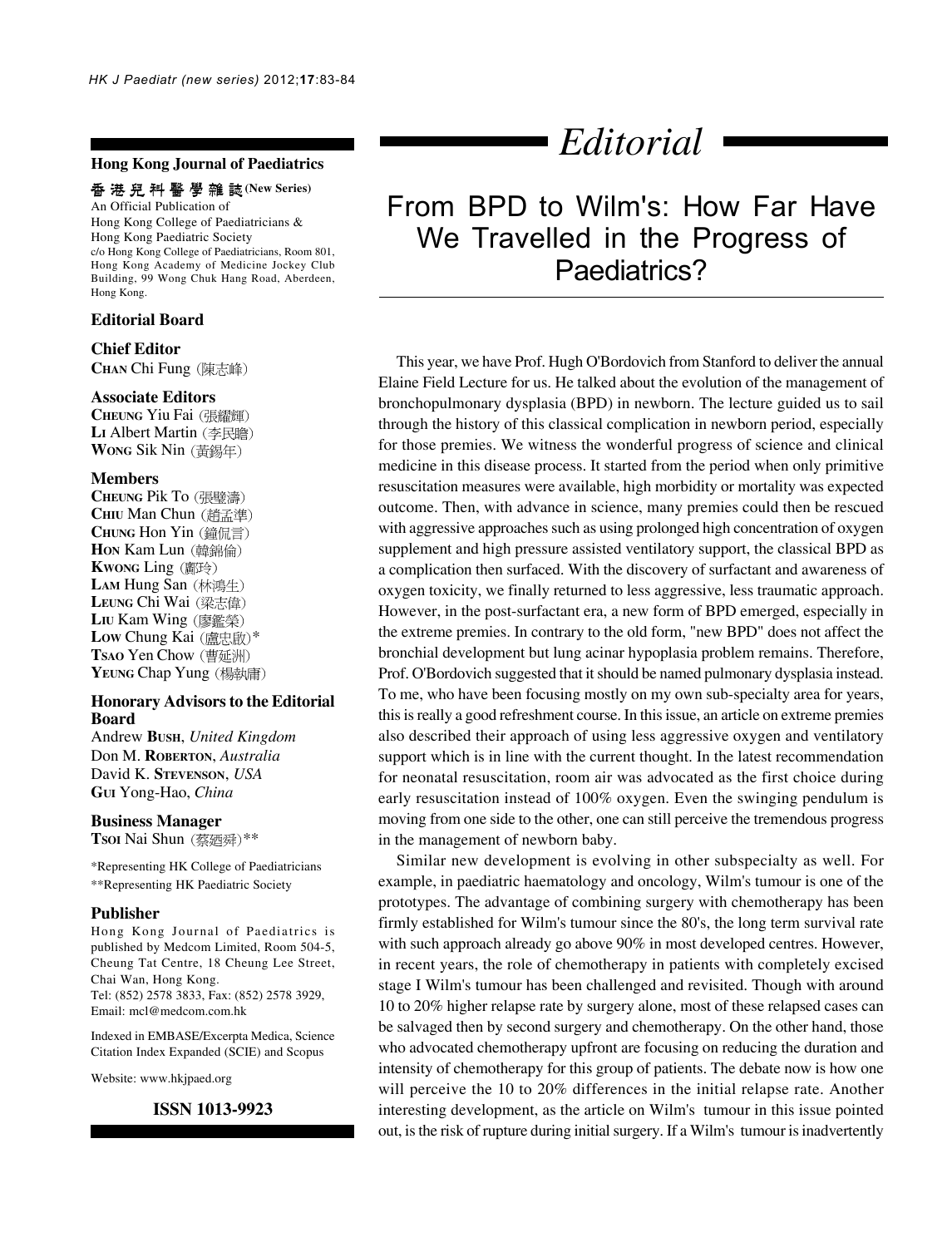**Hong Kong Journal of Paediatrics**

**香港兒科醫學雜誌 (New Series)**

An Official Publication of
Hong Kong College of Paediatricians &
Hong Kong Paediatric Society
c/o Hong Kong College of Paediatricians, Room 801, Hong Kong Academy of Medicine Jockey Club Building, 99 Wong Chuk Hang Road, Aberdeen, Hong Kong.

**Editorial Board**

**Chief Editor**
**CHAN** Chi Fung (陳志峰)

**Associate Editors**
**CHEUNG** Yiu Fai (張耀輝)
**LI** Albert Martin (李民瞻)
**WONG** Sik Nin (黃錫年)

**Members**
**CHEUNG** Pik To (張璧濤)
**CHIU** Man Chun (趙孟準)
**CHUNG** Hon Yin (鐘侃言)
**HON** Kam Lun (韓錦倫)
**KWONG** Ling (鄺玲)
**LAM** Hung San (林鴻生)
**LEUNG** Chi Wai (梁志偉)
**LIU** Kam Wing (廖鑑榮)
**LOW** Chung Kai (盧忠啟)*
**TSAO** Yen Chow (曹延洲)
**YEUNG** Chap Yung (楊執庸)

**Honorary Advisors to the Editorial Board**
Andrew **BUSH**, *United Kingdom*
Don M. **ROBERTON**, *Australia*
David K. **STEVENSON**, *USA*
**GUI** Yong-Hao, *China*

**Business Manager**
**TSOI** Nai Shun (蔡廼舜)**

*Representing HK College of Paediatricians
**Representing HK Paediatric Society

**Publisher**
Hong Kong Journal of Paediatrics is published by Medcom Limited, Room 504-5, Cheung Tat Centre, 18 Cheung Lee Street, Chai Wan, Hong Kong.
Tel: (852) 2578 3833, Fax: (852) 2578 3929, Email: mcl@medcom.com.hk

Indexed in EMBASE/Excerpta Medica, Science Citation Index Expanded (SCIE) and Scopus

Website: www.hkjpaed.org

**ISSN 1013-9923**

# *Editorial*

## From BPD to Wilm's: How Far Have We Travelled in the Progress of Paediatrics?

This year, we have Prof. Hugh O'Bordovich from Stanford to deliver the annual Elaine Field Lecture for us. He talked about the evolution of the management of bronchopulmonary dysplasia (BPD) in newborn. The lecture guided us to sail through the history of this classical complication in newborn period, especially for those premies. We witness the wonderful progress of science and clinical medicine in this disease process. It started from the period when only primitive resuscitation measures were available, high morbidity or mortality was expected outcome. Then, with advance in science, many premies could then be rescued with aggressive approaches such as using prolonged high concentration of oxygen supplement and high pressure assisted ventilatory support, the classical BPD as a complication then surfaced. With the discovery of surfactant and awareness of oxygen toxicity, we finally returned to less aggressive, less traumatic approach. However, in the post-surfactant era, a new form of BPD emerged, especially in the extreme premies. In contrary to the old form, "new BPD" does not affect the bronchial development but lung acinar hypoplasia problem remains. Therefore, Prof. O'Bordovich suggested that it should be named pulmonary dysplasia instead. To me, who have been focusing mostly on my own sub-specialty area for years, this is really a good refreshment course. In this issue, an article on extreme premies also described their approach of using less aggressive oxygen and ventilatory support which is in line with the current thought. In the latest recommendation for neonatal resuscitation, room air was advocated as the first choice during early resuscitation instead of 100% oxygen. Even the swinging pendulum is moving from one side to the other, one can still perceive the tremendous progress in the management of newborn baby.

Similar new development is evolving in other subspecialty as well. For example, in paediatric haematology and oncology, Wilm's tumour is one of the prototypes. The advantage of combining surgery with chemotherapy has been firmly established for Wilm's tumour since the 80's, the long term survival rate with such approach already go above 90% in most developed centres. However, in recent years, the role of chemotherapy in patients with completely excised stage I Wilm's tumour has been challenged and revisited. Though with around 10 to 20% higher relapse rate by surgery alone, most of these relapsed cases can be salvaged then by second surgery and chemotherapy. On the other hand, those who advocated chemotherapy upfront are focusing on reducing the duration and intensity of chemotherapy for this group of patients. The debate now is how one will perceive the 10 to 20% differences in the initial relapse rate. Another interesting development, as the article on Wilm's tumour in this issue pointed out, is the risk of rupture during initial surgery. If a Wilm's tumour is inadvertently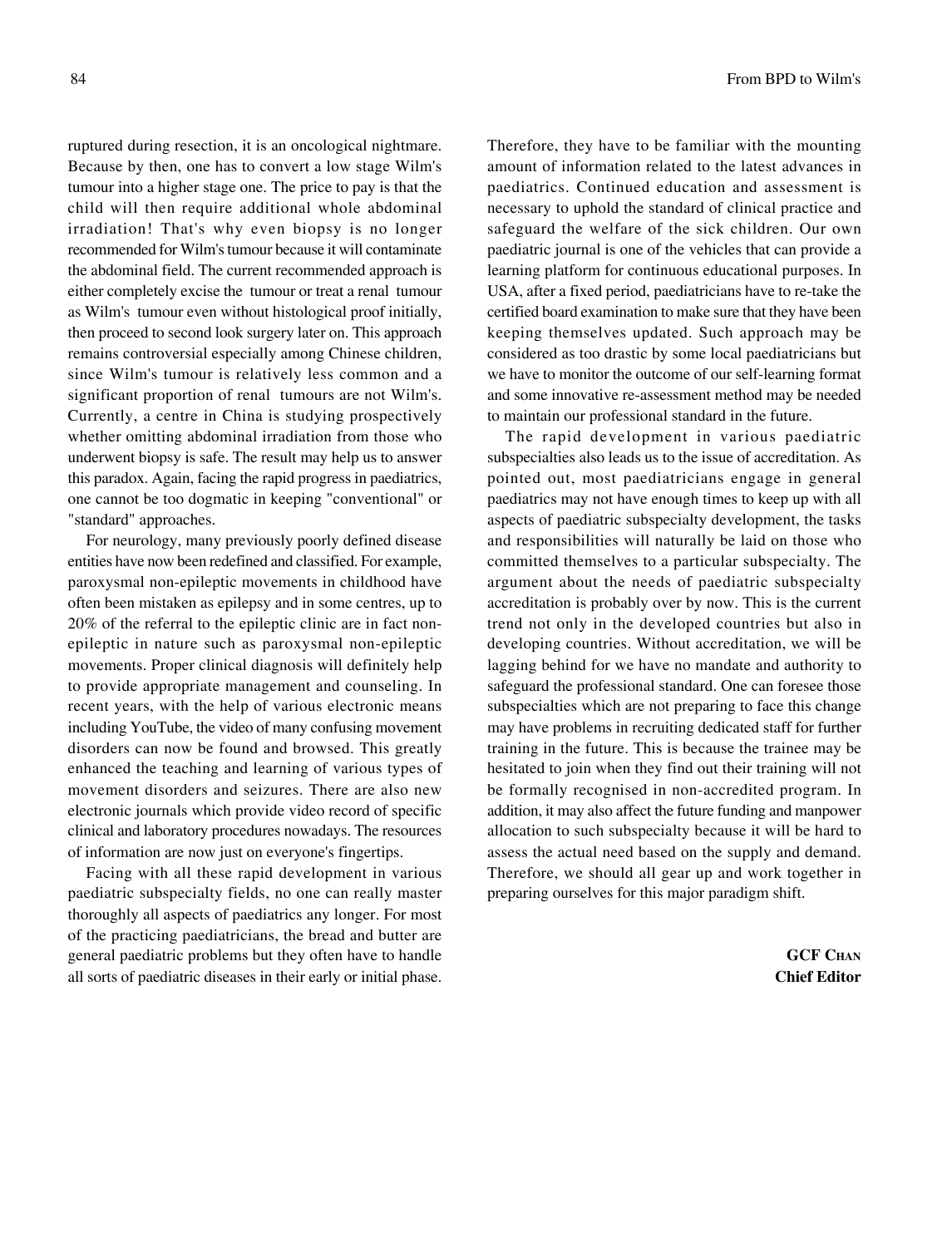ruptured during resection, it is an oncological nightmare. Because by then, one has to convert a low stage Wilm's tumour into a higher stage one. The price to pay is that the child will then require additional whole abdominal irradiation! That's why even biopsy is no longer recommended for Wilm's tumour because it will contaminate the abdominal field. The current recommended approach is either completely excise the tumour or treat a renal tumour as Wilm's tumour even without histological proof initially, then proceed to second look surgery later on. This approach remains controversial especially among Chinese children, since Wilm's tumour is relatively less common and a significant proportion of renal tumours are not Wilm's. Currently, a centre in China is studying prospectively whether omitting abdominal irradiation from those who underwent biopsy is safe. The result may help us to answer this paradox. Again, facing the rapid progress in paediatrics, one cannot be too dogmatic in keeping "conventional" or "standard" approaches.

For neurology, many previously poorly defined disease entities have now been redefined and classified. For example, paroxysmal non-epileptic movements in childhood have often been mistaken as epilepsy and in some centres, up to 20% of the referral to the epileptic clinic are in fact non-epileptic in nature such as paroxysmal non-epileptic movements. Proper clinical diagnosis will definitely help to provide appropriate management and counseling. In recent years, with the help of various electronic means including YouTube, the video of many confusing movement disorders can now be found and browsed. This greatly enhanced the teaching and learning of various types of movement disorders and seizures. There are also new electronic journals which provide video record of specific clinical and laboratory procedures nowadays. The resources of information are now just on everyone's fingertips.

Facing with all these rapid development in various paediatric subspecialty fields, no one can really master thoroughly all aspects of paediatrics any longer. For most of the practicing paediatricians, the bread and butter are general paediatric problems but they often have to handle all sorts of paediatric diseases in their early or initial phase. Therefore, they have to be familiar with the mounting amount of information related to the latest advances in paediatrics. Continued education and assessment is necessary to uphold the standard of clinical practice and safeguard the welfare of the sick children. Our own paediatric journal is one of the vehicles that can provide a learning platform for continuous educational purposes. In USA, after a fixed period, paediatricians have to re-take the certified board examination to make sure that they have been keeping themselves updated. Such approach may be considered as too drastic by some local paediatricians but we have to monitor the outcome of our self-learning format and some innovative re-assessment method may be needed to maintain our professional standard in the future.

The rapid development in various paediatric subspecialties also leads us to the issue of accreditation. As pointed out, most paediatricians engage in general paediatrics may not have enough times to keep up with all aspects of paediatric subspecialty development, the tasks and responsibilities will naturally be laid on those who committed themselves to a particular subspecialty. The argument about the needs of paediatric subspecialty accreditation is probably over by now. This is the current trend not only in the developed countries but also in developing countries. Without accreditation, we will be lagging behind for we have no mandate and authority to safeguard the professional standard. One can foresee those subspecialties which are not preparing to face this change may have problems in recruiting dedicated staff for further training in the future. This is because the trainee may be hesitated to join when they find out their training will not be formally recognised in non-accredited program. In addition, it may also affect the future funding and manpower allocation to such subspecialty because it will be hard to assess the actual need based on the supply and demand. Therefore, we should all gear up and work together in preparing ourselves for this major paradigm shift.

**GCF CHAN**
**Chief Editor**